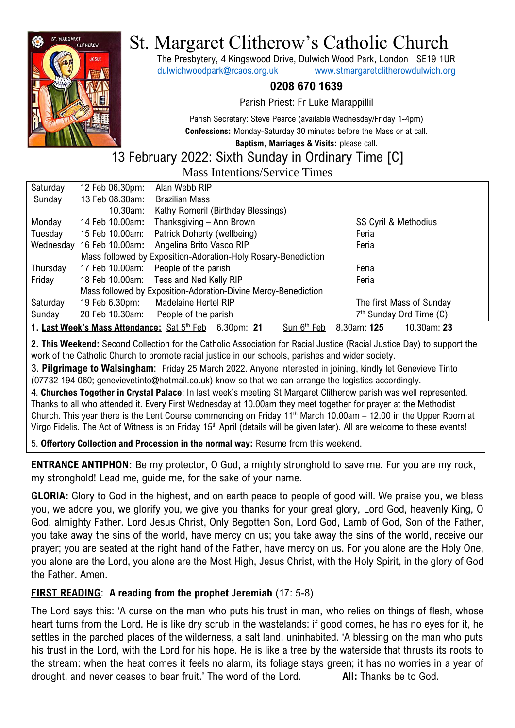# St. Margaret Clitherow's Catholic Church

The Presbytery, 4 Kingswood Drive, Dulwich Wood Park, London SE19 1UR
dulwichwoodpark@rcaos.org.uk www.stmargaretclitherowdulwich.org

**0208 670 1639**

Parish Priest: Fr Luke Marappillil

Parish Secretary: Steve Pearce (available Wednesday/Friday 1-4pm)
**Confessions:** Monday-Saturday 30 minutes before the Mass or at call.
**Baptism, Marriages & Visits:** please call.

## 13 February 2022: Sixth Sunday in Ordinary Time [C]

### Mass Intentions/Service Times

| | | | |
|---|---|---|---|
| Saturday | 12 Feb 06.30pm: | Alan Webb RIP | |
| Sunday | 13 Feb 08.30am: | Brazilian Mass | |
| | 10.30am: | Kathy Romeril (Birthday Blessings) | |
| Monday | 14 Feb 10.00am: | Thanksgiving – Ann Brown | SS Cyril & Methodius |
| Tuesday | 15 Feb 10.00am: | Patrick Doherty (wellbeing) | Feria |
| Wednesday | 16 Feb 10.00am: | Angelina Brito Vasco RIP | Feria |
| | Mass followed by Exposition-Adoration-Holy Rosary-Benediction | | |
| Thursday | 17 Feb 10.00am: | People of the parish | Feria |
| Friday | 18 Feb 10.00am: | Tess and Ned Kelly RIP | Feria |
| | Mass followed by Exposition-Adoration-Divine Mercy-Benediction | | |
| Saturday | 19 Feb 6.30pm: | Madelaine Hertel RIP | The first Mass of Sunday |
| Sunday | 20 Feb 10.30am: | People of the parish | 7th Sunday Ord Time (C) |

**1. Last Week's Mass Attendance:** Sat 5th Feb 6.30pm: **21** Sun 6th Feb 8.30am: **125** 10.30am: **23**

**2. This Weekend:** Second Collection for the Catholic Association for Racial Justice (Racial Justice Day) to support the work of the Catholic Church to promote racial justice in our schools, parishes and wider society.

3. **Pilgrimage to Walsingham**: Friday 25 March 2022. Anyone interested in joining, kindly let Genevieve Tinto (07732 194 060; genevievetinto@hotmail.co.uk) know so that we can arrange the logistics accordingly.

4. **Churches Together in Crystal Palace**: In last week's meeting St Margaret Clitherow parish was well represented. Thanks to all who attended it. Every First Wednesday at 10.00am they meet together for prayer at the Methodist Church. This year there is the Lent Course commencing on Friday 11th March 10.00am – 12.00 in the Upper Room at Virgo Fidelis. The Act of Witness is on Friday 15th April (details will be given later). All are welcome to these events!

5. **Offertory Collection and Procession in the normal way:** Resume from this weekend.

**ENTRANCE ANTIPHON:** Be my protector, O God, a mighty stronghold to save me. For you are my rock, my stronghold! Lead me, guide me, for the sake of your name.

**GLORIA:** Glory to God in the highest, and on earth peace to people of good will. We praise you, we bless you, we adore you, we glorify you, we give you thanks for your great glory, Lord God, heavenly King, O God, almighty Father. Lord Jesus Christ, Only Begotten Son, Lord God, Lamb of God, Son of the Father, you take away the sins of the world, have mercy on us; you take away the sins of the world, receive our prayer; you are seated at the right hand of the Father, have mercy on us. For you alone are the Holy One, you alone are the Lord, you alone are the Most High, Jesus Christ, with the Holy Spirit, in the glory of God the Father. Amen.

**FIRST READING**: **A reading from the prophet Jeremiah** (17: 5-8)

The Lord says this: 'A curse on the man who puts his trust in man, who relies on things of flesh, whose heart turns from the Lord. He is like dry scrub in the wastelands: if good comes, he has no eyes for it, he settles in the parched places of the wilderness, a salt land, uninhabited. 'A blessing on the man who puts his trust in the Lord, with the Lord for his hope. He is like a tree by the waterside that thrusts its roots to the stream: when the heat comes it feels no alarm, its foliage stays green; it has no worries in a year of drought, and never ceases to bear fruit.' The word of the Lord. **All:** Thanks be to God.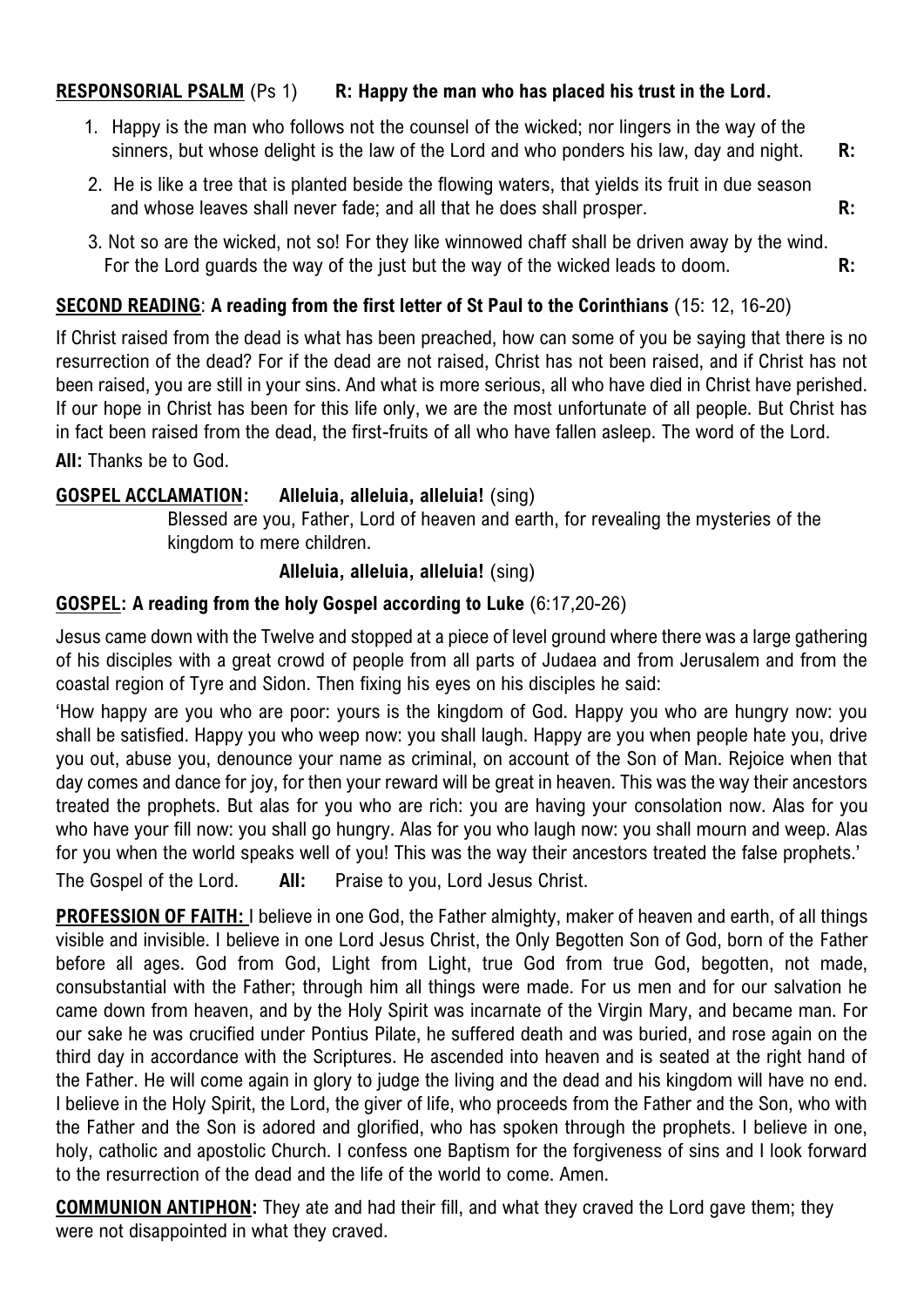**RESPONSORIAL PSALM** (Ps 1) **R: Happy the man who has placed his trust in the Lord.**

1. Happy is the man who follows not the counsel of the wicked; nor lingers in the way of the sinners, but whose delight is the law of the Lord and who ponders his law, day and night. **R:**
2. He is like a tree that is planted beside the flowing waters, that yields its fruit in due season and whose leaves shall never fade; and all that he does shall prosper. **R:**
3. Not so are the wicked, not so! For they like winnowed chaff shall be driven away by the wind. For the Lord guards the way of the just but the way of the wicked leads to doom. **R:**

**SECOND READING**: **A reading from the first letter of St Paul to the Corinthians** (15: 12, 16-20)

If Christ raised from the dead is what has been preached, how can some of you be saying that there is no resurrection of the dead? For if the dead are not raised, Christ has not been raised, and if Christ has not been raised, you are still in your sins. And what is more serious, all who have died in Christ have perished. If our hope in Christ has been for this life only, we are the most unfortunate of all people. But Christ has in fact been raised from the dead, the first-fruits of all who have fallen asleep. The word of the Lord.

**All:** Thanks be to God.

**GOSPEL ACCLAMATION:** **Alleluia, alleluia, alleluia!** (sing)

Blessed are you, Father, Lord of heaven and earth, for revealing the mysteries of the kingdom to mere children.

**Alleluia, alleluia, alleluia!** (sing)

**GOSPEL: A reading from the holy Gospel according to Luke** (6:17,20-26)

Jesus came down with the Twelve and stopped at a piece of level ground where there was a large gathering of his disciples with a great crowd of people from all parts of Judaea and from Jerusalem and from the coastal region of Tyre and Sidon. Then fixing his eyes on his disciples he said:

'How happy are you who are poor: yours is the kingdom of God. Happy you who are hungry now: you shall be satisfied. Happy you who weep now: you shall laugh. Happy are you when people hate you, drive you out, abuse you, denounce your name as criminal, on account of the Son of Man. Rejoice when that day comes and dance for joy, for then your reward will be great in heaven. This was the way their ancestors treated the prophets. But alas for you who are rich: you are having your consolation now. Alas for you who have your fill now: you shall go hungry. Alas for you who laugh now: you shall mourn and weep. Alas for you when the world speaks well of you! This was the way their ancestors treated the false prophets.'

The Gospel of the Lord. **All:** Praise to you, Lord Jesus Christ.

**PROFESSION OF FAITH:** I believe in one God, the Father almighty, maker of heaven and earth, of all things visible and invisible. I believe in one Lord Jesus Christ, the Only Begotten Son of God, born of the Father before all ages. God from God, Light from Light, true God from true God, begotten, not made, consubstantial with the Father; through him all things were made. For us men and for our salvation he came down from heaven, and by the Holy Spirit was incarnate of the Virgin Mary, and became man. For our sake he was crucified under Pontius Pilate, he suffered death and was buried, and rose again on the third day in accordance with the Scriptures. He ascended into heaven and is seated at the right hand of the Father. He will come again in glory to judge the living and the dead and his kingdom will have no end. I believe in the Holy Spirit, the Lord, the giver of life, who proceeds from the Father and the Son, who with the Father and the Son is adored and glorified, who has spoken through the prophets. I believe in one, holy, catholic and apostolic Church. I confess one Baptism for the forgiveness of sins and I look forward to the resurrection of the dead and the life of the world to come. Amen.

**COMMUNION ANTIPHON:** They ate and had their fill, and what they craved the Lord gave them; they were not disappointed in what they craved.